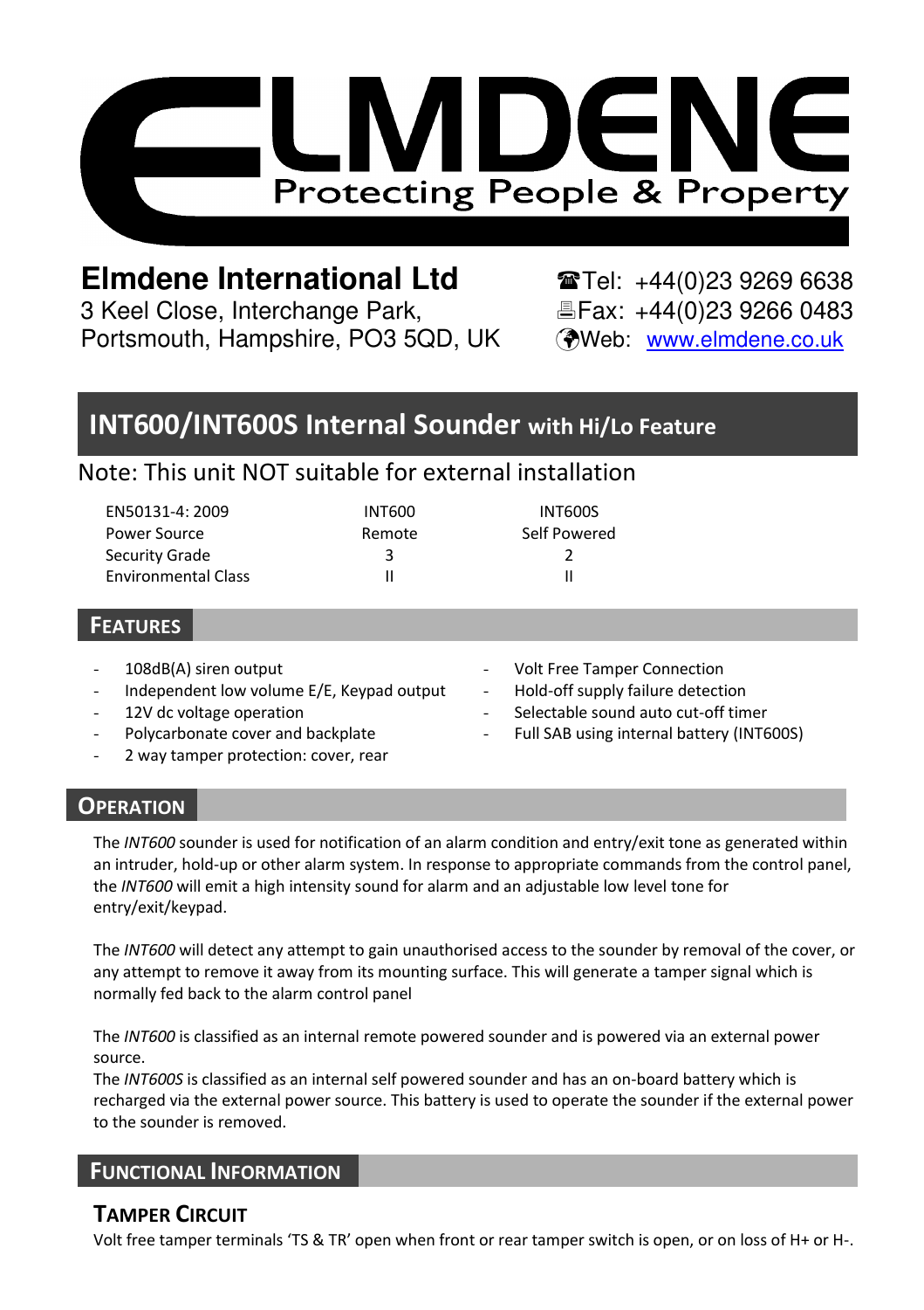# ELMDENE

Protecting People & Property

**Elmdene International Ltd**
3 Keel Close, Interchange Park,
Portsmouth, Hampshire, PO3 5QD, UK

☎Tel: +44(0)23 9269 6638
Fax: +44(0)23 9266 0483
Web: www.elmdene.co.uk

# INT600/INT600S Internal Sounder with Hi/Lo Feature

Note: This unit NOT suitable for external installation

| EN50131-4: 2009 | INT600 | INT600S |
|---|---|---|
| Power Source | Remote | Self Powered |
| Security Grade | 3 | 2 |
| Environmental Class | II | II |

## Features

- 108dB(A) siren output
- Independent low volume E/E, Keypad output
- 12V dc voltage operation
- Polycarbonate cover and backplate
- 2 way tamper protection: cover, rear
- Volt Free Tamper Connection
- Hold-off supply failure detection
- Selectable sound auto cut-off timer
- Full SAB using internal battery (INT600S)

## Operation

The *INT600* sounder is used for notification of an alarm condition and entry/exit tone as generated within an intruder, hold-up or other alarm system. In response to appropriate commands from the control panel, the *INT600* will emit a high intensity sound for alarm and an adjustable low level tone for entry/exit/keypad.

The *INT600* will detect any attempt to gain unauthorised access to the sounder by removal of the cover, or any attempt to remove it away from its mounting surface. This will generate a tamper signal which is normally fed back to the alarm control panel

The *INT600* is classified as an internal remote powered sounder and is powered via an external power source.
The *INT600S* is classified as an internal self powered sounder and has an on-board battery which is recharged via the external power source. This battery is used to operate the sounder if the external power to the sounder is removed.

## Functional Information

### Tamper Circuit

Volt free tamper terminals 'TS & TR' open when front or rear tamper switch is open, or on loss of H+ or H-.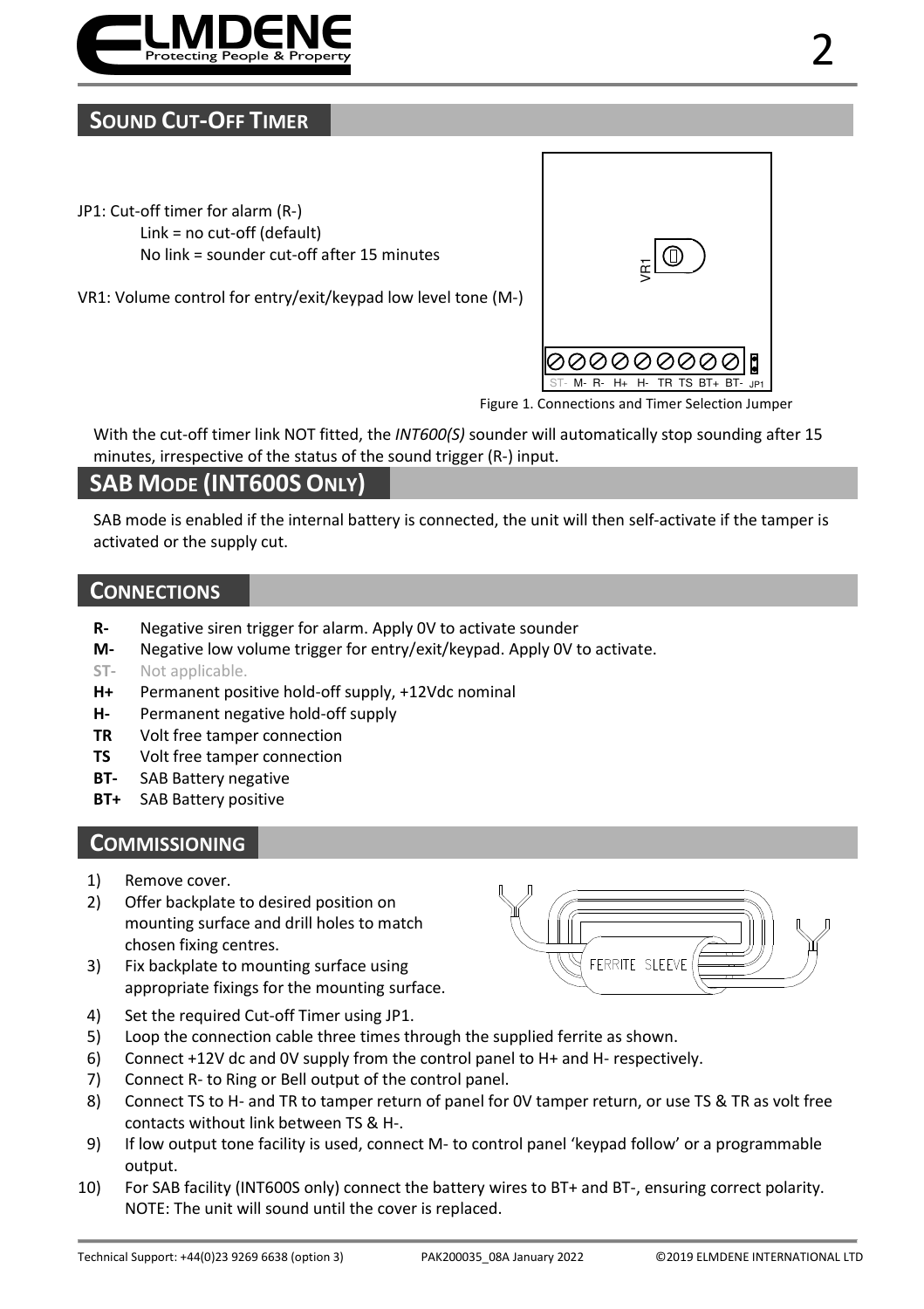## Sound Cut-Off Timer

JP1: Cut-off timer for alarm (R-)
Link = no cut-off (default)
No link = sounder cut-off after 15 minutes

VR1: Volume control for entry/exit/keypad low level tone (M-)

Figure 1. Connections and Timer Selection Jumper

With the cut-off timer link NOT fitted, the *INT600(S)* sounder will automatically stop sounding after 15 minutes, irrespective of the status of the sound trigger (R-) input.

## SAB Mode (INT600S Only)

SAB mode is enabled if the internal battery is connected, the unit will then self-activate if the tamper is activated or the supply cut.

## Connections

- **R-** Negative siren trigger for alarm. Apply 0V to activate sounder
- **M-** Negative low volume trigger for entry/exit/keypad. Apply 0V to activate.
- **ST-** Not applicable.
- **H+** Permanent positive hold-off supply, +12Vdc nominal
- **H-** Permanent negative hold-off supply
- **TR** Volt free tamper connection
- **TS** Volt free tamper connection
- **BT-** SAB Battery negative
- **BT+** SAB Battery positive

## Commissioning

1) Remove cover.
2) Offer backplate to desired position on mounting surface and drill holes to match chosen fixing centres.
3) Fix backplate to mounting surface using appropriate fixings for the mounting surface.
4) Set the required Cut-off Timer using JP1.
5) Loop the connection cable three times through the supplied ferrite as shown.
6) Connect +12V dc and 0V supply from the control panel to H+ and H- respectively.
7) Connect R- to Ring or Bell output of the control panel.
8) Connect TS to H- and TR to tamper return of panel for 0V tamper return, or use TS & TR as volt free contacts without link between TS & H-.
9) If low output tone facility is used, connect M- to control panel 'keypad follow' or a programmable output.
10) For SAB facility (INT600S only) connect the battery wires to BT+ and BT-, ensuring correct polarity. NOTE: The unit will sound until the cover is replaced.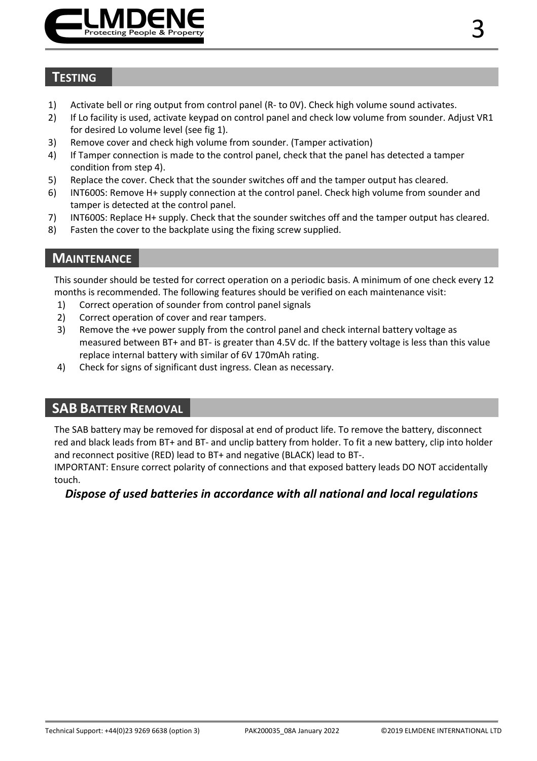## TESTING

1) Activate bell or ring output from control panel (R- to 0V). Check high volume sound activates.
2) If Lo facility is used, activate keypad on control panel and check low volume from sounder. Adjust VR1 for desired Lo volume level (see fig 1).
3) Remove cover and check high volume from sounder. (Tamper activation)
4) If Tamper connection is made to the control panel, check that the panel has detected a tamper condition from step 4).
5) Replace the cover. Check that the sounder switches off and the tamper output has cleared.
6) INT600S: Remove H+ supply connection at the control panel. Check high volume from sounder and tamper is detected at the control panel.
7) INT600S: Replace H+ supply. Check that the sounder switches off and the tamper output has cleared.
8) Fasten the cover to the backplate using the fixing screw supplied.

## MAINTENANCE

This sounder should be tested for correct operation on a periodic basis. A minimum of one check every 12 months is recommended. The following features should be verified on each maintenance visit:

1) Correct operation of sounder from control panel signals
2) Correct operation of cover and rear tampers.
3) Remove the +ve power supply from the control panel and check internal battery voltage as measured between BT+ and BT- is greater than 4.5V dc. If the battery voltage is less than this value replace internal battery with similar of 6V 170mAh rating.
4) Check for signs of significant dust ingress. Clean as necessary.

## SAB BATTERY REMOVAL

The SAB battery may be removed for disposal at end of product life. To remove the battery, disconnect red and black leads from BT+ and BT- and unclip battery from holder. To fit a new battery, clip into holder and reconnect positive (RED) lead to BT+ and negative (BLACK) lead to BT-.
IMPORTANT: Ensure correct polarity of connections and that exposed battery leads DO NOT accidentally touch.

***Dispose of used batteries in accordance with all national and local regulations***

Technical Support: +44(0)23 9269 6638 (option 3) PAK200035_08A January 2022 ©2019 ELMDENE INTERNATIONAL LTD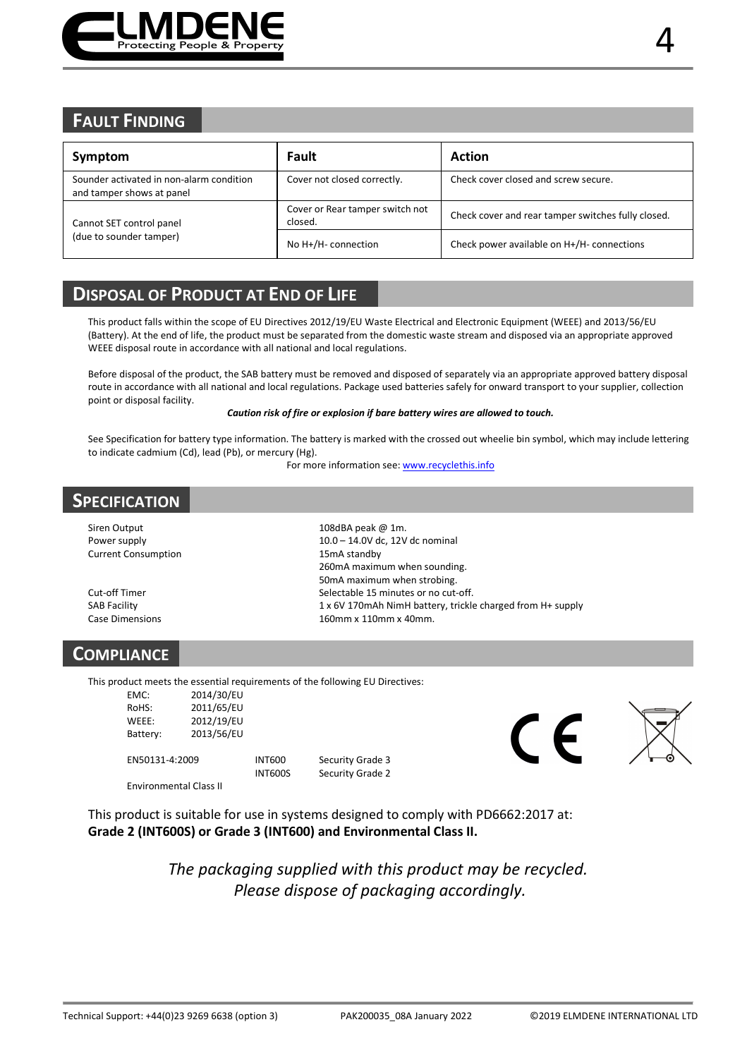## FAULT FINDING

| Symptom | Fault | Action |
|---|---|---|
| Sounder activated in non-alarm condition and tamper shows at panel | Cover not closed correctly. | Check cover closed and screw secure. |
| Cannot SET control panel (due to sounder tamper) | Cover or Rear tamper switch not closed. | Check cover and rear tamper switches fully closed. |
| | No H+/H- connection | Check power available on H+/H- connections |

## DISPOSAL OF PRODUCT AT END OF LIFE

This product falls within the scope of EU Directives 2012/19/EU Waste Electrical and Electronic Equipment (WEEE) and 2013/56/EU (Battery). At the end of life, the product must be separated from the domestic waste stream and disposed via an appropriate approved WEEE disposal route in accordance with all national and local regulations.

Before disposal of the product, the SAB battery must be removed and disposed of separately via an appropriate approved battery disposal route in accordance with all national and local regulations. Package used batteries safely for onward transport to your supplier, collection point or disposal facility.

***Caution risk of fire or explosion if bare battery wires are allowed to touch.***

See Specification for battery type information. The battery is marked with the crossed out wheelie bin symbol, which may include lettering to indicate cadmium (Cd), lead (Pb), or mercury (Hg).

For more information see: www.recyclethis.info

## SPECIFICATION

| | |
|---|---|
| Siren Output | 108dBA peak @ 1m. |
| Power supply | 10.0 – 14.0V dc, 12V dc nominal |
| Current Consumption | 15mA standby<br>260mA maximum when sounding.<br>50mA maximum when strobing. |
| Cut-off Timer | Selectable 15 minutes or no cut-off. |
| SAB Facility | 1 x 6V 170mAh NimH battery, trickle charged from H+ supply |
| Case Dimensions | 160mm x 110mm x 40mm. |

## COMPLIANCE

This product meets the essential requirements of the following EU Directives:

| | |
|---|---|
| EMC: | 2014/30/EU |
| RoHS: | 2011/65/EU |
| WEEE: | 2012/19/EU |
| Battery: | 2013/56/EU |

| | | |
|---|---|---|
| EN50131-4:2009 | INT600 | Security Grade 3 |
| | INT600S | Security Grade 2 |

Environmental Class II

This product is suitable for use in systems designed to comply with PD6662:2017 at:
**Grade 2 (INT600S) or Grade 3 (INT600) and Environmental Class II.**

*The packaging supplied with this product may be recycled.*
*Please dispose of packaging accordingly.*

Technical Support: +44(0)23 9269 6638 (option 3) PAK200035_08A January 2022 ©2019 ELMDENE INTERNATIONAL LTD